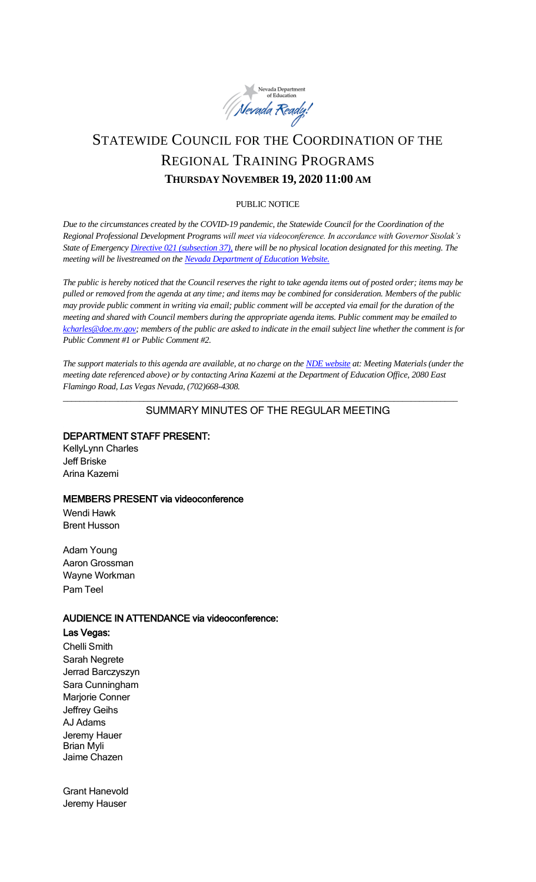# STATEWIDE COUNCIL FOR THE COORDINATION OF THE REGIONAL TRAINING PROGRAMS

## THURSDAY NOVEMBER 19, 2020 11:00 AM

PUBLIC NOTICE

*Due to the circumstances created by the COVID-19 pandemic, the Statewide Council for the Coordination of the Regional Professional Development Programs will meet via videoconference. In accordance with Governor Sisolak's State of Emergency Directive 021 (subsection 37), there will be no physical location designated for this meeting. The meeting will be livestreamed on the Nevada Department of Education Website.*

*The public is hereby noticed that the Council reserves the right to take agenda items out of posted order; items may be pulled or removed from the agenda at any time; and items may be combined for consideration. Members of the public may provide public comment in writing via email; public comment will be accepted via email for the duration of the meeting and shared with Council members during the appropriate agenda items. Public comment may be emailed to kcharles@doe.nv.gov; members of the public are asked to indicate in the email subject line whether the comment is for Public Comment #1 or Public Comment #2.*

*The support materials to this agenda are available, at no charge on the NDE website at: Meeting Materials (under the meeting date referenced above) or by contacting Arina Kazemi at the Department of Education Office, 2080 East Flamingo Road, Las Vegas Nevada, (702)668-4308.*

---

## SUMMARY MINUTES OF THE REGULAR MEETING

**DEPARTMENT STAFF PRESENT:**

KellyLynn Charles
Jeff Briske
Arina Kazemi

**MEMBERS PRESENT via videoconference**

Wendi Hawk
Brent Husson

Adam Young
Aaron Grossman
Wayne Workman
Pam Teel

**AUDIENCE IN ATTENDANCE via videoconference:**

**Las Vegas:**

Chelli Smith
Sarah Negrete
Jerrad Barczyszyn
Sara Cunningham
Marjorie Conner
Jeffrey Geihs
AJ Adams
Jeremy Hauer
Brian Myli
Jaime Chazen

Grant Hanevold
Jeremy Hauser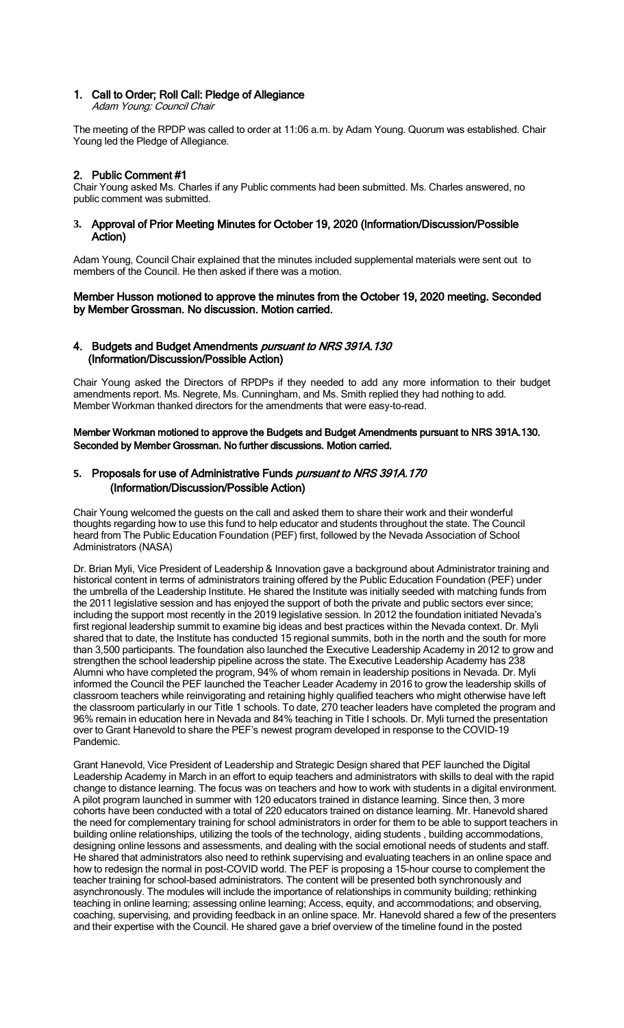## 1. Call to Order; Roll Call: Pledge of Allegiance

*Adam Young; Council Chair*

The meeting of the RPDP was called to order at 11:06 a.m. by Adam Young. Quorum was established. Chair Young led the Pledge of Allegiance.

## 2. Public Comment #1

Chair Young asked Ms. Charles if any Public comments had been submitted. Ms. Charles answered, no public comment was submitted.

## 3. Approval of Prior Meeting Minutes for October 19, 2020 (Information/Discussion/Possible Action)

Adam Young, Council Chair explained that the minutes included supplemental materials were sent out to members of the Council. He then asked if there was a motion.

**Member Husson motioned to approve the minutes from the October 19, 2020 meeting. Seconded by Member Grossman. No discussion. Motion carried.**

## 4. Budgets and Budget Amendments *pursuant to NRS 391A.130* (Information/Discussion/Possible Action)

Chair Young asked the Directors of RPDPs if they needed to add any more information to their budget amendments report. Ms. Negrete, Ms. Cunningham, and Ms. Smith replied they had nothing to add. Member Workman thanked directors for the amendments that were easy-to-read.

**Member Workman motioned to approve the Budgets and Budget Amendments pursuant to NRS 391A.130. Seconded by Member Grossman. No further discussions. Motion carried.**

## 5. Proposals for use of Administrative Funds *pursuant to NRS 391A.170* (Information/Discussion/Possible Action)

Chair Young welcomed the guests on the call and asked them to share their work and their wonderful thoughts regarding how to use this fund to help educator and students throughout the state. The Council heard from The Public Education Foundation (PEF) first, followed by the Nevada Association of School Administrators (NASA)

Dr. Brian Myli, Vice President of Leadership & Innovation gave a background about Administrator training and historical content in terms of administrators training offered by the Public Education Foundation (PEF) under the umbrella of the Leadership Institute. He shared the Institute was initially seeded with matching funds from the 2011 legislative session and has enjoyed the support of both the private and public sectors ever since; including the support most recently in the 2019 legislative session. In 2012 the foundation initiated Nevada's first regional leadership summit to examine big ideas and best practices within the Nevada context. Dr. Myli shared that to date, the Institute has conducted 15 regional summits, both in the north and the south for more than 3,500 participants. The foundation also launched the Executive Leadership Academy in 2012 to grow and strengthen the school leadership pipeline across the state. The Executive Leadership Academy has 238 Alumni who have completed the program, 94% of whom remain in leadership positions in Nevada. Dr. Myli informed the Council the PEF launched the Teacher Leader Academy in 2016 to grow the leadership skills of classroom teachers while reinvigorating and retaining highly qualified teachers who might otherwise have left the classroom particularly in our Title 1 schools. To date, 270 teacher leaders have completed the program and 96% remain in education here in Nevada and 84% teaching in Title I schools. Dr. Myli turned the presentation over to Grant Hanevold to share the PEF's newest program developed in response to the COVID-19 Pandemic.

Grant Hanevold, Vice President of Leadership and Strategic Design shared that PEF launched the Digital Leadership Academy in March in an effort to equip teachers and administrators with skills to deal with the rapid change to distance learning. The focus was on teachers and how to work with students in a digital environment. A pilot program launched in summer with 120 educators trained in distance learning. Since then, 3 more cohorts have been conducted with a total of 220 educators trained on distance learning. Mr. Hanevold shared the need for complementary training for school administrators in order for them to be able to support teachers in building online relationships, utilizing the tools of the technology, aiding students , building accommodations, designing online lessons and assessments, and dealing with the social emotional needs of students and staff. He shared that administrators also need to rethink supervising and evaluating teachers in an online space and how to redesign the normal in post-COVID world. The PEF is proposing a 15-hour course to complement the teacher training for school-based administrators. The content will be presented both synchronously and asynchronously. The modules will include the importance of relationships in community building; rethinking teaching in online learning; assessing online learning; Access, equity, and accommodations; and observing, coaching, supervising, and providing feedback in an online space. Mr. Hanevold shared a few of the presenters and their expertise with the Council. He shared gave a brief overview of the timeline found in the posted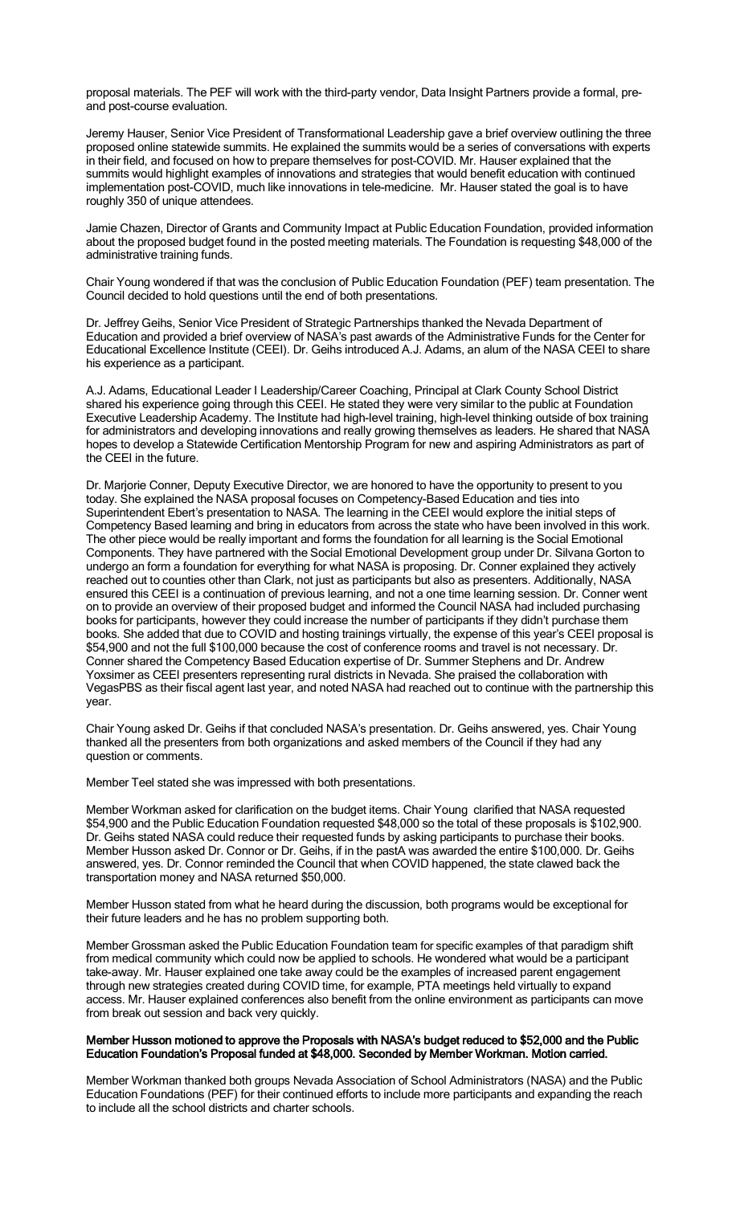proposal materials. The PEF will work with the third-party vendor, Data Insight Partners provide a formal, pre- and post-course evaluation.

Jeremy Hauser, Senior Vice President of Transformational Leadership gave a brief overview outlining the three proposed online statewide summits. He explained the summits would be a series of conversations with experts in their field, and focused on how to prepare themselves for post-COVID. Mr. Hauser explained that the summits would highlight examples of innovations and strategies that would benefit education with continued implementation post-COVID, much like innovations in tele-medicine. Mr. Hauser stated the goal is to have roughly 350 of unique attendees.

Jamie Chazen, Director of Grants and Community Impact at Public Education Foundation, provided information about the proposed budget found in the posted meeting materials. The Foundation is requesting $48,000 of the administrative training funds.

Chair Young wondered if that was the conclusion of Public Education Foundation (PEF) team presentation. The Council decided to hold questions until the end of both presentations.

Dr. Jeffrey Geihs, Senior Vice President of Strategic Partnerships thanked the Nevada Department of Education and provided a brief overview of NASA's past awards of the Administrative Funds for the Center for Educational Excellence Institute (CEEI). Dr. Geihs introduced A.J. Adams, an alum of the NASA CEEI to share his experience as a participant.

A.J. Adams, Educational Leader I Leadership/Career Coaching, Principal at Clark County School District shared his experience going through this CEEI. He stated they were very similar to the public at Foundation Executive Leadership Academy. The Institute had high-level training, high-level thinking outside of box training for administrators and developing innovations and really growing themselves as leaders. He shared that NASA hopes to develop a Statewide Certification Mentorship Program for new and aspiring Administrators as part of the CEEI in the future.

Dr. Marjorie Conner, Deputy Executive Director, we are honored to have the opportunity to present to you today. She explained the NASA proposal focuses on Competency-Based Education and ties into Superintendent Ebert's presentation to NASA. The learning in the CEEI would explore the initial steps of Competency Based learning and bring in educators from across the state who have been involved in this work. The other piece would be really important and forms the foundation for all learning is the Social Emotional Components. They have partnered with the Social Emotional Development group under Dr. Silvana Gorton to undergo an form a foundation for everything for what NASA is proposing. Dr. Conner explained they actively reached out to counties other than Clark, not just as participants but also as presenters. Additionally, NASA ensured this CEEI is a continuation of previous learning, and not a one time learning session. Dr. Conner went on to provide an overview of their proposed budget and informed the Council NASA had included purchasing books for participants, however they could increase the number of participants if they didn't purchase them books. She added that due to COVID and hosting trainings virtually, the expense of this year's CEEI proposal is $54,900 and not the full $100,000 because the cost of conference rooms and travel is not necessary. Dr. Conner shared the Competency Based Education expertise of Dr. Summer Stephens and Dr. Andrew Yoxsimer as CEEI presenters representing rural districts in Nevada. She praised the collaboration with VegasPBS as their fiscal agent last year, and noted NASA had reached out to continue with the partnership this year.

Chair Young asked Dr. Geihs if that concluded NASA's presentation. Dr. Geihs answered, yes. Chair Young thanked all the presenters from both organizations and asked members of the Council if they had any question or comments.

Member Teel stated she was impressed with both presentations.

Member Workman asked for clarification on the budget items. Chair Young clarified that NASA requested $54,900 and the Public Education Foundation requested $48,000 so the total of these proposals is $102,900. Dr. Geihs stated NASA could reduce their requested funds by asking participants to purchase their books. Member Husson asked Dr. Connor or Dr. Geihs, if in the pastA was awarded the entire $100,000. Dr. Geihs answered, yes. Dr. Connor reminded the Council that when COVID happened, the state clawed back the transportation money and NASA returned $50,000.

Member Husson stated from what he heard during the discussion, both programs would be exceptional for their future leaders and he has no problem supporting both.

Member Grossman asked the Public Education Foundation team for specific examples of that paradigm shift from medical community which could now be applied to schools. He wondered what would be a participant take-away. Mr. Hauser explained one take away could be the examples of increased parent engagement through new strategies created during COVID time, for example, PTA meetings held virtually to expand access. Mr. Hauser explained conferences also benefit from the online environment as participants can move from break out session and back very quickly.

**Member Husson motioned to approve the Proposals with NASA's budget reduced to $52,000 and the Public Education Foundation's Proposal funded at $48,000. Seconded by Member Workman. Motion carried.**

Member Workman thanked both groups Nevada Association of School Administrators (NASA) and the Public Education Foundations (PEF) for their continued efforts to include more participants and expanding the reach to include all the school districts and charter schools.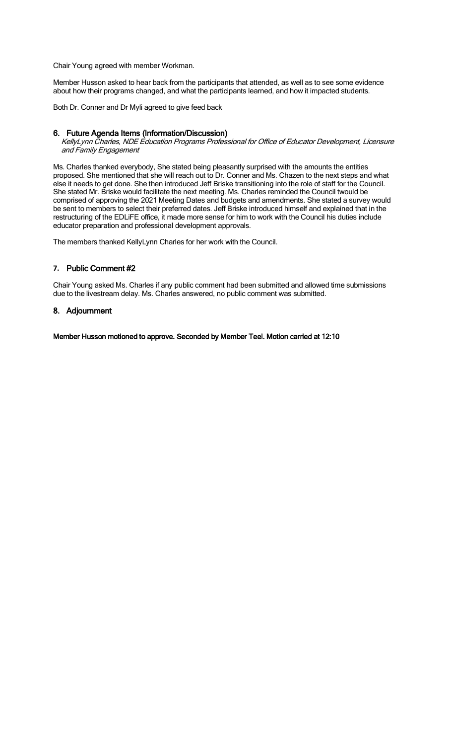Chair Young agreed with member Workman.

Member Husson asked to hear back from the participants that attended, as well as to see some evidence about how their programs changed, and what the participants learned, and how it impacted students.

Both Dr. Conner and Dr Myli agreed to give feed back

## 6. Future Agenda Items (Information/Discussion)

*KellyLynn Charles, NDE Education Programs Professional for Office of Educator Development, Licensure and Family Engagement*

Ms. Charles thanked everybody, She stated being pleasantly surprised with the amounts the entities proposed. She mentioned that she will reach out to Dr. Conner and Ms. Chazen to the next steps and what else it needs to get done. She then introduced Jeff Briske transitioning into the role of staff for the Council. She stated Mr. Briske would facilitate the next meeting. Ms. Charles reminded the Council twould be comprised of approving the 2021 Meeting Dates and budgets and amendments. She stated a survey would be sent to members to select their preferred dates. Jeff Briske introduced himself and explained that in the restructuring of the EDLiFE office, it made more sense for him to work with the Council his duties include educator preparation and professional development approvals.

The members thanked KellyLynn Charles for her work with the Council.

## 7. Public Comment #2

Chair Young asked Ms. Charles if any public comment had been submitted and allowed time submissions due to the livestream delay. Ms. Charles answered, no public comment was submitted.

## 8. Adjournment

**Member Husson motioned to approve. Seconded by Member Teel. Motion carried at 12:10**